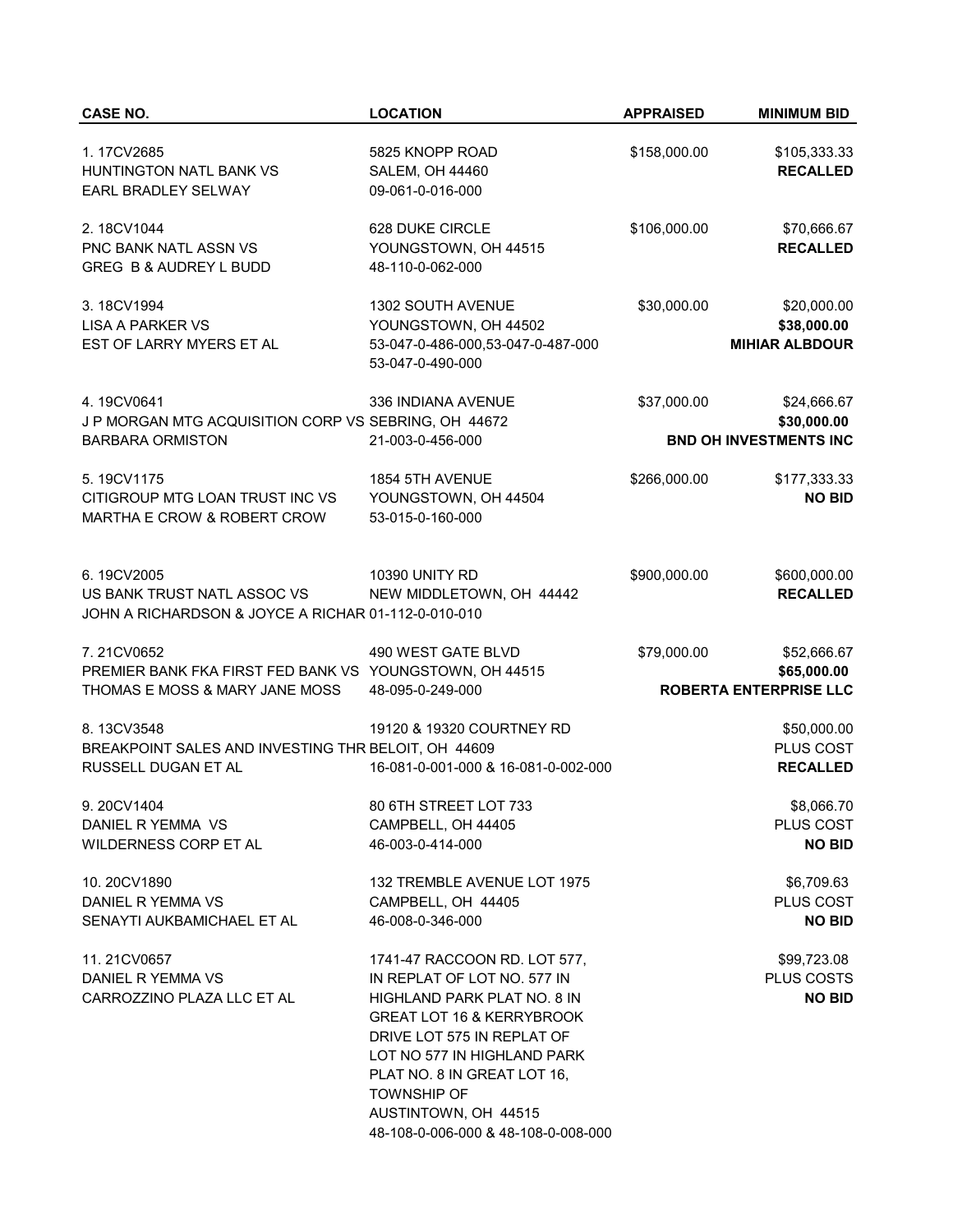| CASE NO. | LOCATION | APPRAISED | MINIMUM BID |
|---|---|---|---|
| 1. 17CV2685<br>HUNTINGTON NATL BANK VS<br>EARL BRADLEY SELWAY | 5825 KNOPP ROAD<br>SALEM, OH 44460<br>09-061-0-016-000 | $158,000.00 | $105,333.33<br>**RECALLED** |
| 2. 18CV1044<br>PNC BANK NATL ASSN VS<br>GREG B & AUDREY L BUDD | 628 DUKE CIRCLE<br>YOUNGSTOWN, OH 44515<br>48-110-0-062-000 | $106,000.00 | $70,666.67<br>**RECALLED** |
| 3. 18CV1994<br>LISA A PARKER VS<br>EST OF LARRY MYERS ET AL | 1302 SOUTH AVENUE<br>YOUNGSTOWN, OH 44502<br>53-047-0-486-000,53-047-0-487-000<br>53-047-0-490-000 | $30,000.00 | $20,000.00<br>**$38,000.00**<br>**MIHIAR ALBDOUR** |
| 4. 19CV0641<br>J P MORGAN MTG ACQUISITION CORP VS<br>BARBARA ORMISTON | 336 INDIANA AVENUE<br>SEBRING, OH 44672<br>21-003-0-456-000 | $37,000.00 | $24,666.67<br>**$30,000.00**<br>**BND OH INVESTMENTS INC** |
| 5. 19CV1175<br>CITIGROUP MTG LOAN TRUST INC VS<br>MARTHA E CROW & ROBERT CROW | 1854 5TH AVENUE<br>YOUNGSTOWN, OH 44504<br>53-015-0-160-000 | $266,000.00 | $177,333.33<br>**NO BID** |
| 6. 19CV2005<br>US BANK TRUST NATL ASSOC VS<br>JOHN A RICHARDSON & JOYCE A RICHAR | 10390 UNITY RD<br>NEW MIDDLETOWN, OH 44442<br>01-112-0-010-010 | $900,000.00 | $600,000.00<br>**RECALLED** |
| 7. 21CV0652<br>PREMIER BANK FKA FIRST FED BANK VS<br>THOMAS E MOSS & MARY JANE MOSS | 490 WEST GATE BLVD<br>YOUNGSTOWN, OH 44515<br>48-095-0-249-000 | $79,000.00 | $52,666.67<br>**$65,000.00**<br>**ROBERTA ENTERPRISE LLC** |
| 8. 13CV3548<br>BREAKPOINT SALES AND INVESTING THR<br>RUSSELL DUGAN ET AL | 19120 & 19320 COURTNEY RD<br>BELOIT, OH 44609<br>16-081-0-001-000 & 16-081-0-002-000 | | $50,000.00<br>PLUS COST<br>**RECALLED** |
| 9. 20CV1404<br>DANIEL R YEMMA VS<br>WILDERNESS CORP ET AL | 80 6TH STREET LOT 733<br>CAMPBELL, OH 44405<br>46-003-0-414-000 | | $8,066.70<br>PLUS COST<br>**NO BID** |
| 10. 20CV1890<br>DANIEL R YEMMA VS<br>SENAYTI AUKBAMICHAEL ET AL | 132 TREMBLE AVENUE LOT 1975<br>CAMPBELL, OH 44405<br>46-008-0-346-000 | | $6,709.63<br>PLUS COST<br>**NO BID** |
| 11. 21CV0657<br>DANIEL R YEMMA VS<br>CARROZZINO PLAZA LLC ET AL | 1741-47 RACCOON RD. LOT 577,<br>IN REPLAT OF LOT NO. 577 IN<br>HIGHLAND PARK PLAT NO. 8 IN<br>GREAT LOT 16 & KERRYBROOK<br>DRIVE LOT 575 IN REPLAT OF<br>LOT NO 577 IN HIGHLAND PARK<br>PLAT NO. 8 IN GREAT LOT 16,<br>TOWNSHIP OF<br>AUSTINTOWN, OH 44515<br>48-108-0-006-000 & 48-108-0-008-000 | | $99,723.08<br>PLUS COSTS<br>**NO BID** |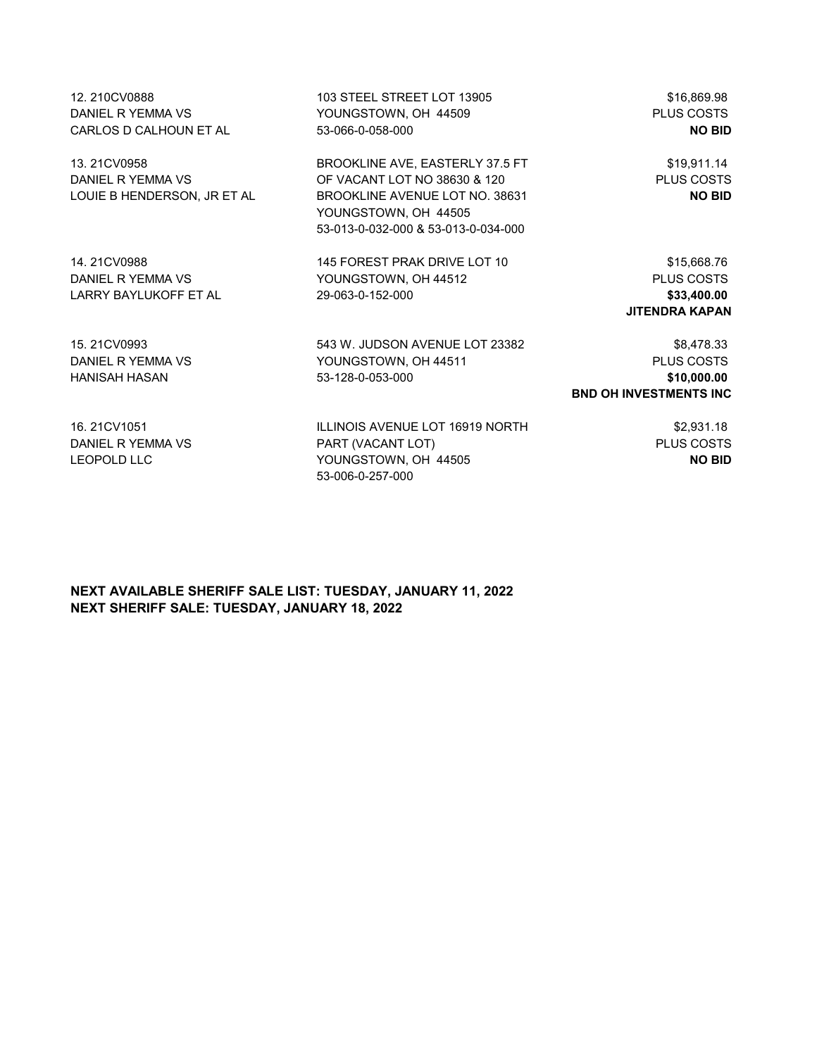| | | |
|---|---|---|
| 12. 210CV0888<br>DANIEL R YEMMA VS<br>CARLOS D CALHOUN ET AL | 103 STEEL STREET LOT 13905<br>YOUNGSTOWN, OH 44509<br>53-066-0-058-000 | $16,869.98<br>PLUS COSTS<br>**NO BID** |
| 13. 21CV0958<br>DANIEL R YEMMA VS<br>LOUIE B HENDERSON, JR ET AL | BROOKLINE AVE, EASTERLY 37.5 FT<br>OF VACANT LOT NO 38630 & 120<br>BROOKLINE AVENUE LOT NO. 38631<br>YOUNGSTOWN, OH 44505<br>53-013-0-032-000 & 53-013-0-034-000 | $19,911.14<br>PLUS COSTS<br>**NO BID** |
| 14. 21CV0988<br>DANIEL R YEMMA VS<br>LARRY BAYLUKOFF ET AL | 145 FOREST PRAK DRIVE LOT 10<br>YOUNGSTOWN, OH 44512<br>29-063-0-152-000 | $15,668.76<br>PLUS COSTS<br>**$33,400.00**<br>**JITENDRA KAPAN** |
| 15. 21CV0993<br>DANIEL R YEMMA VS<br>HANISAH HASAN | 543 W. JUDSON AVENUE LOT 23382<br>YOUNGSTOWN, OH 44511<br>53-128-0-053-000 | $8,478.33<br>PLUS COSTS<br>**$10,000.00**<br>**BND OH INVESTMENTS INC** |
| 16. 21CV1051<br>DANIEL R YEMMA VS<br>LEOPOLD LLC | ILLINOIS AVENUE LOT 16919 NORTH<br>PART (VACANT LOT)<br>YOUNGSTOWN, OH 44505<br>53-006-0-257-000 | $2,931.18<br>PLUS COSTS<br>**NO BID** |

**NEXT AVAILABLE SHERIFF SALE LIST: TUESDAY, JANUARY 11, 2022**
**NEXT SHERIFF SALE: TUESDAY, JANUARY 18, 2022**